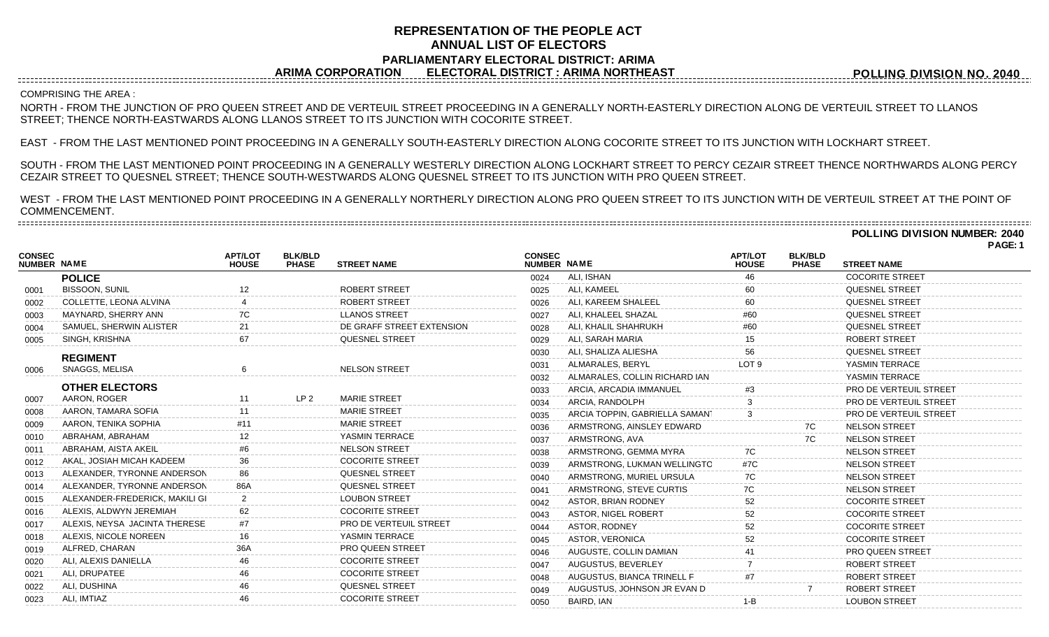# REPRESENTATION OF THE PEOPLE ACT
## ANNUAL LIST OF ELECTORS
### PARLIAMENTARY ELECTORAL DISTRICT: ARIMA
### ARIMA CORPORATION ELECTORAL DISTRICT : ARIMA NORTHEAST

**POLLING DIVISION NO. 2040**

COMPRISING THE AREA :

NORTH - FROM THE JUNCTION OF PRO QUEEN STREET AND DE VERTEUIL STREET PROCEEDING IN A GENERALLY NORTH-EASTERLY DIRECTION ALONG DE VERTEUIL STREET TO LLANOS STREET; THENCE NORTH-EASTWARDS ALONG LLANOS STREET TO ITS JUNCTION WITH COCORITE STREET.

EAST - FROM THE LAST MENTIONED POINT PROCEEDING IN A GENERALLY SOUTH-EASTERLY DIRECTION ALONG COCORITE STREET TO ITS JUNCTION WITH LOCKHART STREET.

SOUTH - FROM THE LAST MENTIONED POINT PROCEEDING IN A GENERALLY WESTERLY DIRECTION ALONG LOCKHART STREET TO PERCY CEZAIR STREET THENCE NORTHWARDS ALONG PERCY CEZAIR STREET TO QUESNEL STREET; THENCE SOUTH-WESTWARDS ALONG QUESNEL STREET TO ITS JUNCTION WITH PRO QUEEN STREET.

WEST - FROM THE LAST MENTIONED POINT PROCEEDING IN A GENERALLY NORTHERLY DIRECTION ALONG PRO QUEEN STREET TO ITS JUNCTION WITH DE VERTEUIL STREET AT THE POINT OF COMMENCEMENT.

**POLLING DIVISION NUMBER: 2040**

**PAGE: 1**

| CONSEC NUMBER | NAME | APT/LOT HOUSE | BLK/BLD PHASE | STREET NAME |
|---|---|---|---|---|
| | **POLICE** | | | |
| 0001 | BISSOON, SUNIL | 12 | | ROBERT STREET |
| 0002 | COLLETTE, LEONA ALVINA | 4 | | ROBERT STREET |
| 0003 | MAYNARD, SHERRY ANN | 7C | | LLANOS STREET |
| 0004 | SAMUEL, SHERWIN ALISTER | 21 | | DE GRAFF STREET EXTENSION |
| 0005 | SINGH, KRISHNA | 67 | | QUESNEL STREET |
| | **REGIMENT** | | | |
| 0006 | SNAGGS, MELISA | 6 | | NELSON STREET |
| | **OTHER ELECTORS** | | | |
| 0007 | AARON, ROGER | 11 | LP 2 | MARIE STREET |
| 0008 | AARON, TAMARA SOFIA | 11 | | MARIE STREET |
| 0009 | AARON, TENIKA SOPHIA | #11 | | MARIE STREET |
| 0010 | ABRAHAM, ABRAHAM | 12 | | YASMIN TERRACE |
| 0011 | ABRAHAM, AISTA AKEIL | #6 | | NELSON STREET |
| 0012 | AKAL, JOSIAH MICAH KADEEM | 36 | | COCORITE STREET |
| 0013 | ALEXANDER, TYRONNE ANDERSON | 86 | | QUESNEL STREET |
| 0014 | ALEXANDER, TYRONNE ANDERSON | 86A | | QUESNEL STREET |
| 0015 | ALEXANDER-FREDERICK, MAKILI GI | 2 | | LOUBON STREET |
| 0016 | ALEXIS, ALDWYN JEREMIAH | 62 | | COCORITE STREET |
| 0017 | ALEXIS, NEYSA JACINTA THERESE | #7 | | PRO DE VERTEUIL STREET |
| 0018 | ALEXIS, NICOLE NOREEN | 16 | | YASMIN TERRACE |
| 0019 | ALFRED, CHARAN | 36A | | PRO QUEEN STREET |
| 0020 | ALI, ALEXIS DANIELLA | 46 | | COCORITE STREET |
| 0021 | ALI, DRUPATEE | 46 | | COCORITE STREET |
| 0022 | ALI, DUSHINA | 46 | | QUESNEL STREET |
| 0023 | ALI, IMTIAZ | 46 | | COCORITE STREET |
| 0024 | ALI, ISHAN | 46 | | COCORITE STREET |
| 0025 | ALI, KAMEEL | 60 | | QUESNEL STREET |
| 0026 | ALI, KAREEM SHALEEL | 60 | | QUESNEL STREET |
| 0027 | ALI, KHALEEL SHAZAL | #60 | | QUESNEL STREET |
| 0028 | ALI, KHALIL SHAHRUKH | #60 | | QUESNEL STREET |
| 0029 | ALI, SARAH MARIA | 15 | | ROBERT STREET |
| 0030 | ALI, SHALIZA ALIESHA | 56 | | QUESNEL STREET |
| 0031 | ALMARALES, BERYL | LOT 9 | | YASMIN TERRACE |
| 0032 | ALMARALES, COLLIN RICHARD IAN | | | YASMIN TERRACE |
| 0033 | ARCIA, ARCADIA IMMANUEL | #3 | | PRO DE VERTEUIL STREET |
| 0034 | ARCIA, RANDOLPH | 3 | | PRO DE VERTEUIL STREET |
| 0035 | ARCIA TOPPIN, GABRIELLA SAMANT | 3 | | PRO DE VERTEUIL STREET |
| 0036 | ARMSTRONG, AINSLEY EDWARD | | 7C | NELSON STREET |
| 0037 | ARMSTRONG, AVA | | 7C | NELSON STREET |
| 0038 | ARMSTRONG, GEMMA MYRA | 7C | | NELSON STREET |
| 0039 | ARMSTRONG, LUKMAN WELLINGTO | #7C | | NELSON STREET |
| 0040 | ARMSTRONG, MURIEL URSULA | 7C | | NELSON STREET |
| 0041 | ARMSTRONG, STEVE CURTIS | 7C | | NELSON STREET |
| 0042 | ASTOR, BRIAN RODNEY | 52 | | COCORITE STREET |
| 0043 | ASTOR, NIGEL ROBERT | 52 | | COCORITE STREET |
| 0044 | ASTOR, RODNEY | 52 | | COCORITE STREET |
| 0045 | ASTOR, VERONICA | 52 | | COCORITE STREET |
| 0046 | AUGUSTE, COLLIN DAMIAN | 41 | | PRO QUEEN STREET |
| 0047 | AUGUSTUS, BEVERLEY | 7 | | ROBERT STREET |
| 0048 | AUGUSTUS, BIANCA TRINELL F | #7 | | ROBERT STREET |
| 0049 | AUGUSTUS, JOHNSON JR EVAN D | | 7 | ROBERT STREET |
| 0050 | BAIRD, IAN | 1-B | | LOUBON STREET |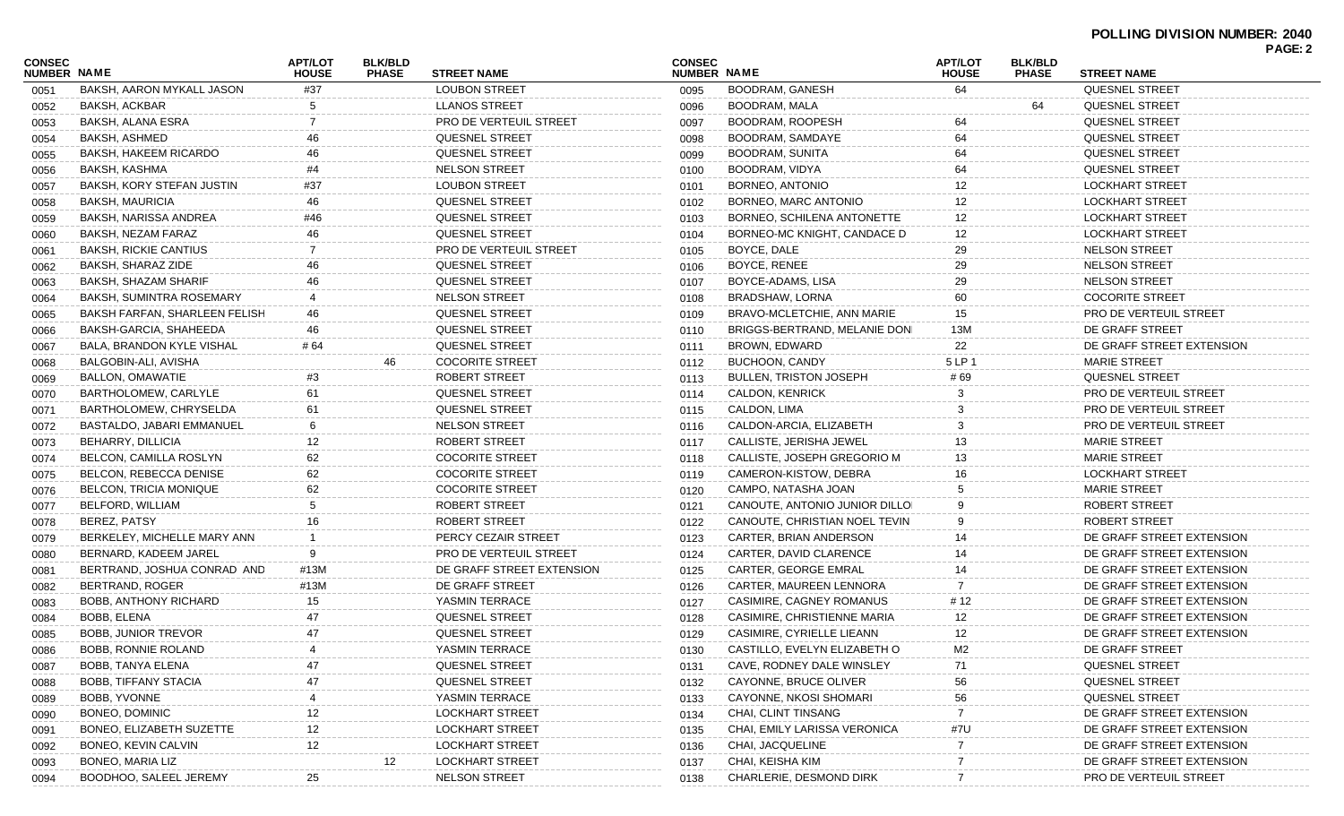**POLLING DIVISION NUMBER: 2040**

| CONSEC NUMBER | NAME | APT/LOT HOUSE | BLK/BLD PHASE | STREET NAME |
|---|---|---|---|---|
| 0051 | BAKSH, AARON MYKALL JASON | #37 | | LOUBON STREET |
| 0052 | BAKSH, ACKBAR | 5 | | LLANOS STREET |
| 0053 | BAKSH, ALANA ESRA | 7 | | PRO DE VERTEUIL STREET |
| 0054 | BAKSH, ASHMED | 46 | | QUESNEL STREET |
| 0055 | BAKSH, HAKEEM RICARDO | 46 | | QUESNEL STREET |
| 0056 | BAKSH, KASHMA | #4 | | NELSON STREET |
| 0057 | BAKSH, KORY STEFAN JUSTIN | #37 | | LOUBON STREET |
| 0058 | BAKSH, MAURICIA | 46 | | QUESNEL STREET |
| 0059 | BAKSH, NARISSA ANDREA | #46 | | QUESNEL STREET |
| 0060 | BAKSH, NEZAM FARAZ | 46 | | QUESNEL STREET |
| 0061 | BAKSH, RICKIE CANTIUS | 7 | | PRO DE VERTEUIL STREET |
| 0062 | BAKSH, SHARAZ ZIDE | 46 | | QUESNEL STREET |
| 0063 | BAKSH, SHAZAM SHARIF | 46 | | QUESNEL STREET |
| 0064 | BAKSH, SUMINTRA ROSEMARY | 4 | | NELSON STREET |
| 0065 | BAKSH FARFAN, SHARLEEN FELISH | 46 | | QUESNEL STREET |
| 0066 | BAKSH-GARCIA, SHAHEEDA | 46 | | QUESNEL STREET |
| 0067 | BALA, BRANDON KYLE VISHAL | # 64 | | QUESNEL STREET |
| 0068 | BALGOBIN-ALI, AVISHA | | 46 | COCORITE STREET |
| 0069 | BALLON, OMAWATIE | #3 | | ROBERT STREET |
| 0070 | BARTHOLOMEW, CARLYLE | 61 | | QUESNEL STREET |
| 0071 | BARTHOLOMEW, CHRYSELDA | 61 | | QUESNEL STREET |
| 0072 | BASTALDO, JABARI EMMANUEL | 6 | | NELSON STREET |
| 0073 | BEHARRY, DILLICIA | 12 | | ROBERT STREET |
| 0074 | BELCON, CAMILLA ROSLYN | 62 | | COCORITE STREET |
| 0075 | BELCON, REBECCA DENISE | 62 | | COCORITE STREET |
| 0076 | BELCON, TRICIA MONIQUE | 62 | | COCORITE STREET |
| 0077 | BELFORD, WILLIAM | 5 | | ROBERT STREET |
| 0078 | BEREZ, PATSY | 16 | | ROBERT STREET |
| 0079 | BERKELEY, MICHELLE MARY ANN | 1 | | PERCY CEZAIR STREET |
| 0080 | BERNARD, KADEEM JAREL | 9 | | PRO DE VERTEUIL STREET |
| 0081 | BERTRAND, JOSHUA CONRAD AND | #13M | | DE GRAFF STREET EXTENSION |
| 0082 | BERTRAND, ROGER | #13M | | DE GRAFF STREET |
| 0083 | BOBB, ANTHONY RICHARD | 15 | | YASMIN TERRACE |
| 0084 | BOBB, ELENA | 47 | | QUESNEL STREET |
| 0085 | BOBB, JUNIOR TREVOR | 47 | | QUESNEL STREET |
| 0086 | BOBB, RONNIE ROLAND | 4 | | YASMIN TERRACE |
| 0087 | BOBB, TANYA ELENA | 47 | | QUESNEL STREET |
| 0088 | BOBB, TIFFANY STACIA | 47 | | QUESNEL STREET |
| 0089 | BOBB, YVONNE | 4 | | YASMIN TERRACE |
| 0090 | BONEO, DOMINIC | 12 | | LOCKHART STREET |
| 0091 | BONEO, ELIZABETH SUZETTE | 12 | | LOCKHART STREET |
| 0092 | BONEO, KEVIN CALVIN | 12 | | LOCKHART STREET |
| 0093 | BONEO, MARIA LIZ | | 12 | LOCKHART STREET |
| 0094 | BOODHOO, SALEEL JEREMY | 25 | | NELSON STREET |
| 0095 | BOODRAM, GANESH | 64 | | QUESNEL STREET |
| 0096 | BOODRAM, MALA | | 64 | QUESNEL STREET |
| 0097 | BOODRAM, ROOPESH | 64 | | QUESNEL STREET |
| 0098 | BOODRAM, SAMDAYE | 64 | | QUESNEL STREET |
| 0099 | BOODRAM, SUNITA | 64 | | QUESNEL STREET |
| 0100 | BOODRAM, VIDYA | 64 | | QUESNEL STREET |
| 0101 | BORNEO, ANTONIO | 12 | | LOCKHART STREET |
| 0102 | BORNEO, MARC ANTONIO | 12 | | LOCKHART STREET |
| 0103 | BORNEO, SCHILENA ANTONETTE | 12 | | LOCKHART STREET |
| 0104 | BORNEO-MC KNIGHT, CANDACE D | 12 | | LOCKHART STREET |
| 0105 | BOYCE, DALE | 29 | | NELSON STREET |
| 0106 | BOYCE, RENEE | 29 | | NELSON STREET |
| 0107 | BOYCE-ADAMS, LISA | 29 | | NELSON STREET |
| 0108 | BRADSHAW, LORNA | 60 | | COCORITE STREET |
| 0109 | BRAVO-MCLETCHIE, ANN MARIE | 15 | | PRO DE VERTEUIL STREET |
| 0110 | BRIGGS-BERTRAND, MELANIE DON | 13M | | DE GRAFF STREET |
| 0111 | BROWN, EDWARD | 22 | | DE GRAFF STREET EXTENSION |
| 0112 | BUCHOON, CANDY | 5 LP 1 | | MARIE STREET |
| 0113 | BULLEN, TRISTON JOSEPH | # 69 | | QUESNEL STREET |
| 0114 | CALDON, KENRICK | 3 | | PRO DE VERTEUIL STREET |
| 0115 | CALDON, LIMA | 3 | | PRO DE VERTEUIL STREET |
| 0116 | CALDON-ARCIA, ELIZABETH | 3 | | PRO DE VERTEUIL STREET |
| 0117 | CALLISTE, JERISHA JEWEL | 13 | | MARIE STREET |
| 0118 | CALLISTE, JOSEPH GREGORIO M | 13 | | MARIE STREET |
| 0119 | CAMERON-KISTOW, DEBRA | 16 | | LOCKHART STREET |
| 0120 | CAMPO, NATASHA JOAN | 5 | | MARIE STREET |
| 0121 | CANOUTE, ANTONIO JUNIOR DILLO | 9 | | ROBERT STREET |
| 0122 | CANOUTE, CHRISTIAN NOEL TEVIN | 9 | | ROBERT STREET |
| 0123 | CARTER, BRIAN ANDERSON | 14 | | DE GRAFF STREET EXTENSION |
| 0124 | CARTER, DAVID CLARENCE | 14 | | DE GRAFF STREET EXTENSION |
| 0125 | CARTER, GEORGE EMRAL | 14 | | DE GRAFF STREET EXTENSION |
| 0126 | CARTER, MAUREEN LENNORA | 7 | | DE GRAFF STREET EXTENSION |
| 0127 | CASIMIRE, CAGNEY ROMANUS | # 12 | | DE GRAFF STREET EXTENSION |
| 0128 | CASIMIRE, CHRISTIENNE MARIA | 12 | | DE GRAFF STREET EXTENSION |
| 0129 | CASIMIRE, CYRIELLE LIEANN | 12 | | DE GRAFF STREET EXTENSION |
| 0130 | CASTILLO, EVELYN ELIZABETH O | M2 | | DE GRAFF STREET |
| 0131 | CAVE, RODNEY DALE WINSLEY | 71 | | QUESNEL STREET |
| 0132 | CAYONNE, BRUCE OLIVER | 56 | | QUESNEL STREET |
| 0133 | CAYONNE, NKOSI SHOMARI | 56 | | QUESNEL STREET |
| 0134 | CHAI, CLINT TINSANG | 7 | | DE GRAFF STREET EXTENSION |
| 0135 | CHAI, EMILY LARISSA VERONICA | #7U | | DE GRAFF STREET EXTENSION |
| 0136 | CHAI, JACQUELINE | 7 | | DE GRAFF STREET EXTENSION |
| 0137 | CHAI, KEISHA KIM | 7 | | DE GRAFF STREET EXTENSION |
| 0138 | CHARLERIE, DESMOND DIRK | 7 | | PRO DE VERTEUIL STREET |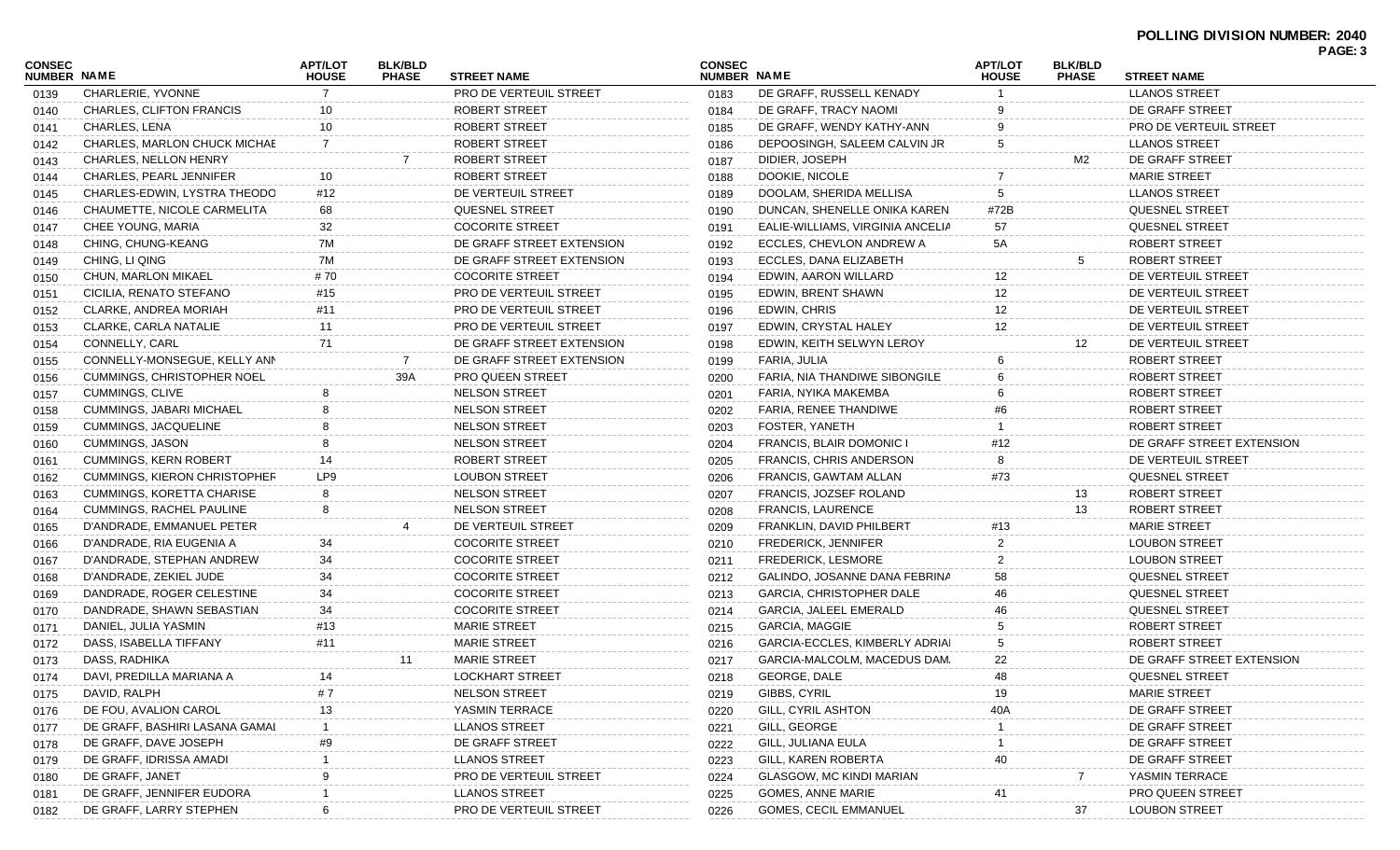**POLLING DIVISION NUMBER: 2040**

| CONSEC NUMBER | NAME | APT/LOT HOUSE | BLK/BLD PHASE | STREET NAME |
|---|---|---|---|---|
| 0139 | CHARLERIE, YVONNE | 7 | | PRO DE VERTEUIL STREET |
| 0140 | CHARLES, CLIFTON FRANCIS | 10 | | ROBERT STREET |
| 0141 | CHARLES, LENA | 10 | | ROBERT STREET |
| 0142 | CHARLES, MARLON CHUCK MICHAE | 7 | | ROBERT STREET |
| 0143 | CHARLES, NELLON HENRY | | 7 | ROBERT STREET |
| 0144 | CHARLES, PEARL JENNIFER | 10 | | ROBERT STREET |
| 0145 | CHARLES-EDWIN, LYSTRA THEODO | #12 | | DE VERTEUIL STREET |
| 0146 | CHAUMETTE, NICOLE CARMELITA | 68 | | QUESNEL STREET |
| 0147 | CHEE YOUNG, MARIA | 32 | | COCORITE STREET |
| 0148 | CHING, CHUNG-KEANG | 7M | | DE GRAFF STREET EXTENSION |
| 0149 | CHING, LI QING | 7M | | DE GRAFF STREET EXTENSION |
| 0150 | CHUN, MARLON MIKAEL | # 70 | | COCORITE STREET |
| 0151 | CICILIA, RENATO STEFANO | #15 | | PRO DE VERTEUIL STREET |
| 0152 | CLARKE, ANDREA MORIAH | #11 | | PRO DE VERTEUIL STREET |
| 0153 | CLARKE, CARLA NATALIE | 11 | | PRO DE VERTEUIL STREET |
| 0154 | CONNELLY, CARL | 71 | | DE GRAFF STREET EXTENSION |
| 0155 | CONNELLY-MONSEGUE, KELLY ANN | | 7 | DE GRAFF STREET EXTENSION |
| 0156 | CUMMINGS, CHRISTOPHER NOEL | | 39A | PRO QUEEN STREET |
| 0157 | CUMMINGS, CLIVE | 8 | | NELSON STREET |
| 0158 | CUMMINGS, JABARI MICHAEL | 8 | | NELSON STREET |
| 0159 | CUMMINGS, JACQUELINE | 8 | | NELSON STREET |
| 0160 | CUMMINGS, JASON | 8 | | NELSON STREET |
| 0161 | CUMMINGS, KERN ROBERT | 14 | | ROBERT STREET |
| 0162 | CUMMINGS, KIERON CHRISTOPHEF | LP9 | | LOUBON STREET |
| 0163 | CUMMINGS, KORETTA CHARISE | 8 | | NELSON STREET |
| 0164 | CUMMINGS, RACHEL PAULINE | 8 | | NELSON STREET |
| 0165 | D'ANDRADE, EMMANUEL PETER | | 4 | DE VERTEUIL STREET |
| 0166 | D'ANDRADE, RIA EUGENIA A | 34 | | COCORITE STREET |
| 0167 | D'ANDRADE, STEPHAN ANDREW | 34 | | COCORITE STREET |
| 0168 | D'ANDRADE, ZEKIEL JUDE | 34 | | COCORITE STREET |
| 0169 | DANDRADE, ROGER CELESTINE | 34 | | COCORITE STREET |
| 0170 | DANDRADE, SHAWN SEBASTIAN | 34 | | COCORITE STREET |
| 0171 | DANIEL, JULIA YASMIN | #13 | | MARIE STREET |
| 0172 | DASS, ISABELLA TIFFANY | #11 | | MARIE STREET |
| 0173 | DASS, RADHIKA | | 11 | MARIE STREET |
| 0174 | DAVI, PREDILLA MARIANA A | 14 | | LOCKHART STREET |
| 0175 | DAVID, RALPH | # 7 | | NELSON STREET |
| 0176 | DE FOU, AVALION CAROL | 13 | | YASMIN TERRACE |
| 0177 | DE GRAFF, BASHIRI LASANA GAMAI | 1 | | LLANOS STREET |
| 0178 | DE GRAFF, DAVE JOSEPH | #9 | | DE GRAFF STREET |
| 0179 | DE GRAFF, IDRISSA AMADI | 1 | | LLANOS STREET |
| 0180 | DE GRAFF, JANET | 9 | | PRO DE VERTEUIL STREET |
| 0181 | DE GRAFF, JENNIFER EUDORA | 1 | | LLANOS STREET |
| 0182 | DE GRAFF, LARRY STEPHEN | 6 | | PRO DE VERTEUIL STREET |
| 0183 | DE GRAFF, RUSSELL KENADY | 1 | | LLANOS STREET |
| 0184 | DE GRAFF, TRACY NAOMI | 9 | | DE GRAFF STREET |
| 0185 | DE GRAFF, WENDY KATHY-ANN | 9 | | PRO DE VERTEUIL STREET |
| 0186 | DEPOOSINGH, SALEEM CALVIN JR | 5 | | LLANOS STREET |
| 0187 | DIDIER, JOSEPH | | M2 | DE GRAFF STREET |
| 0188 | DOOKIE, NICOLE | 7 | | MARIE STREET |
| 0189 | DOOLAM, SHERIDA MELLISA | 5 | | LLANOS STREET |
| 0190 | DUNCAN, SHENELLE ONIKA KAREN | #72B | | QUESNEL STREET |
| 0191 | EALIE-WILLIAMS, VIRGINIA ANCELIA | 57 | | QUESNEL STREET |
| 0192 | ECCLES, CHEVLON ANDREW A | 5A | | ROBERT STREET |
| 0193 | ECCLES, DANA ELIZABETH | | 5 | ROBERT STREET |
| 0194 | EDWIN, AARON WILLARD | 12 | | DE VERTEUIL STREET |
| 0195 | EDWIN, BRENT SHAWN | 12 | | DE VERTEUIL STREET |
| 0196 | EDWIN, CHRIS | 12 | | DE VERTEUIL STREET |
| 0197 | EDWIN, CRYSTAL HALEY | 12 | | DE VERTEUIL STREET |
| 0198 | EDWIN, KEITH SELWYN LEROY | | 12 | DE VERTEUIL STREET |
| 0199 | FARIA, JULIA | 6 | | ROBERT STREET |
| 0200 | FARIA, NIA THANDIWE SIBONGILE | 6 | | ROBERT STREET |
| 0201 | FARIA, NYIKA MAKEMBA | 6 | | ROBERT STREET |
| 0202 | FARIA, RENEE THANDIWE | #6 | | ROBERT STREET |
| 0203 | FOSTER, YANETH | 1 | | ROBERT STREET |
| 0204 | FRANCIS, BLAIR DOMONIC I | #12 | | DE GRAFF STREET EXTENSION |
| 0205 | FRANCIS, CHRIS ANDERSON | 8 | | DE VERTEUIL STREET |
| 0206 | FRANCIS, GAWTAM ALLAN | #73 | | QUESNEL STREET |
| 0207 | FRANCIS, JOZSEF ROLAND | | 13 | ROBERT STREET |
| 0208 | FRANCIS, LAURENCE | | 13 | ROBERT STREET |
| 0209 | FRANKLIN, DAVID PHILBERT | #13 | | MARIE STREET |
| 0210 | FREDERICK, JENNIFER | 2 | | LOUBON STREET |
| 0211 | FREDERICK, LESMORE | 2 | | LOUBON STREET |
| 0212 | GALINDO, JOSANNE DANA FEBRINA | 58 | | QUESNEL STREET |
| 0213 | GARCIA, CHRISTOPHER DALE | 46 | | QUESNEL STREET |
| 0214 | GARCIA, JALEEL EMERALD | 46 | | QUESNEL STREET |
| 0215 | GARCIA, MAGGIE | 5 | | ROBERT STREET |
| 0216 | GARCIA-ECCLES, KIMBERLY ADRIAI | 5 | | ROBERT STREET |
| 0217 | GARCIA-MALCOLM, MACEDUS DAM. | 22 | | DE GRAFF STREET EXTENSION |
| 0218 | GEORGE, DALE | 48 | | QUESNEL STREET |
| 0219 | GIBBS, CYRIL | 19 | | MARIE STREET |
| 0220 | GILL, CYRIL ASHTON | 40A | | DE GRAFF STREET |
| 0221 | GILL, GEORGE | 1 | | DE GRAFF STREET |
| 0222 | GILL, JULIANA EULA | 1 | | DE GRAFF STREET |
| 0223 | GILL, KAREN ROBERTA | 40 | | DE GRAFF STREET |
| 0224 | GLASGOW, MC KINDI MARIAN | | 7 | YASMIN TERRACE |
| 0225 | GOMES, ANNE MARIE | 41 | | PRO QUEEN STREET |
| 0226 | GOMES, CECIL EMMANUEL | | 37 | LOUBON STREET |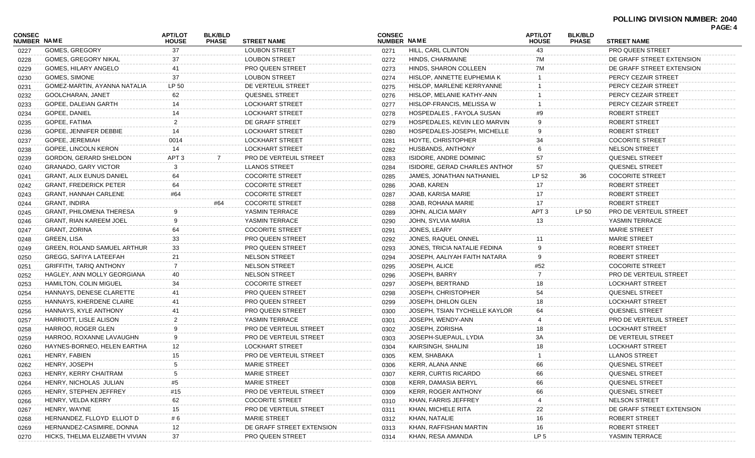**POLLING DIVISION NUMBER: 2040**

| CONSEC NUMBER | NAME | APT/LOT HOUSE | BLK/BLD PHASE | STREET NAME |
|---|---|---|---|---|
| 0227 | GOMES, GREGORY | 37 | | LOUBON STREET |
| 0228 | GOMES, GREGORY NIKAL | 37 | | LOUBON STREET |
| 0229 | GOMES, HILARY ANGELO | 41 | | PRO QUEEN STREET |
| 0230 | GOMES, SIMONE | 37 | | LOUBON STREET |
| 0231 | GOMEZ-MARTIN, AYANNA NATALIA | LP 50 | | DE VERTEUIL STREET |
| 0232 | GOOLCHARAN, JANET | 62 | | QUESNEL STREET |
| 0233 | GOPEE, DALEIAN GARTH | 14 | | LOCKHART STREET |
| 0234 | GOPEE, DANIEL | 14 | | LOCKHART STREET |
| 0235 | GOPEE, FATIMA | 2 | | DE GRAFF STREET |
| 0236 | GOPEE, JENNIFER DEBBIE | 14 | | LOCKHART STREET |
| 0237 | GOPEE, JEREMIAH | 0014 | | LOCKHART STREET |
| 0238 | GOPEE, LINCOLN KERON | 14 | | LOCKHART STREET |
| 0239 | GORDON, GERARD SHELDON | APT 3 | 7 | PRO DE VERTEUIL STREET |
| 0240 | GRANADO, GARY VICTOR | 3 | | LLANOS STREET |
| 0241 | GRANT, ALIX EUNUS DANIEL | 64 | | COCORITE STREET |
| 0242 | GRANT, FREDERICK PETER | 64 | | COCORITE STREET |
| 0243 | GRANT, HANNAH CARLENE | #64 | | COCORITE STREET |
| 0244 | GRANT, INDIRA | | #64 | COCORITE STREET |
| 0245 | GRANT, PHILOMENA THERESA | 9 | | YASMIN TERRACE |
| 0246 | GRANT, RIAN KAREEM JOEL | 9 | | YASMIN TERRACE |
| 0247 | GRANT, ZORINA | 64 | | COCORITE STREET |
| 0248 | GREEN, LISA | 33 | | PRO QUEEN STREET |
| 0249 | GREEN, ROLAND SAMUEL ARTHUR | 33 | | PRO QUEEN STREET |
| 0250 | GREGG, SAFIYA LATEEFAH | 21 | | NELSON STREET |
| 0251 | GRIFFITH, TARIQ ANTHONY | 7 | | NELSON STREET |
| 0252 | HAGLEY, ANN MOLLY GEORGIANA | 40 | | NELSON STREET |
| 0253 | HAMILTON, COLIN MIGUEL | 34 | | COCORITE STREET |
| 0254 | HANNAYS, DENESE CLARETTE | 41 | | PRO QUEEN STREET |
| 0255 | HANNAYS, KHERDENE CLAIRE | 41 | | PRO QUEEN STREET |
| 0256 | HANNAYS, KYLE ANTHONY | 41 | | PRO QUEEN STREET |
| 0257 | HARRIOTT, LISLE ALISON | 2 | | YASMIN TERRACE |
| 0258 | HARROO, ROGER GLEN | 9 | | PRO DE VERTEUIL STREET |
| 0259 | HARROO, ROXANNE LAVAUGHN | 9 | | PRO DE VERTEUIL STREET |
| 0260 | HAYNES-BORNEO, HELEN EARTHA | 12 | | LOCKHART STREET |
| 0261 | HENRY, FABIEN | 15 | | PRO DE VERTEUIL STREET |
| 0262 | HENRY, JOSEPH | 5 | | MARIE STREET |
| 0263 | HENRY, KERRY CHAITRAM | 5 | | MARIE STREET |
| 0264 | HENRY, NICHOLAS JULIAN | #5 | | MARIE STREET |
| 0265 | HENRY, STEPHEN JEFFREY | #15 | | PRO DE VERTEUIL STREET |
| 0266 | HENRY, VELDA KERRY | 62 | | COCORITE STREET |
| 0267 | HENRY, WAYNE | 15 | | PRO DE VERTEUIL STREET |
| 0268 | HERNANDEZ, FLLOYD ELLIOT D | # 6 | | MARIE STREET |
| 0269 | HERNANDEZ-CASIMIRE, DONNA | 12 | | DE GRAFF STREET EXTENSION |
| 0270 | HICKS, THELMA ELIZABETH VIVIAN | 37 | | PRO QUEEN STREET |
| 0271 | HILL, CARL CLINTON | 43 | | PRO QUEEN STREET |
| 0272 | HINDS, CHARMAINE | 7M | | DE GRAFF STREET EXTENSION |
| 0273 | HINDS, SHARON COLLEEN | 7M | | DE GRAFF STREET EXTENSION |
| 0274 | HISLOP, ANNETTE EUPHEMIA K | 1 | | PERCY CEZAIR STREET |
| 0275 | HISLOP, MARLENE KERRYANNE | 1 | | PERCY CEZAIR STREET |
| 0276 | HISLOP, MELANIE KATHY-ANN | 1 | | PERCY CEZAIR STREET |
| 0277 | HISLOP-FRANCIS, MELISSA W | 1 | | PERCY CEZAIR STREET |
| 0278 | HOSPEDALES , FAYOLA SUSAN | #9 | | ROBERT STREET |
| 0279 | HOSPEDALES, KEVIN LEO MARVIN | 9 | | ROBERT STREET |
| 0280 | HOSPEDALES-JOSEPH, MICHELLE | 9 | | ROBERT STREET |
| 0281 | HOYTE, CHRISTOPHER | 34 | | COCORITE STREET |
| 0282 | HUSBANDS, ANTHONY | 6 | | NELSON STREET |
| 0283 | ISIDORE, ANDRE DOMINIC | 57 | | QUESNEL STREET |
| 0284 | ISIDORE, GERAD CHARLES ANTHOI | 57 | | QUESNEL STREET |
| 0285 | JAMES, JONATHAN NATHANIEL | LP 52 | 36 | COCORITE STREET |
| 0286 | JOAB, KAREN | 17 | | ROBERT STREET |
| 0287 | JOAB, KARISA MARIE | 17 | | ROBERT STREET |
| 0288 | JOAB, ROHANA MARIE | 17 | | ROBERT STREET |
| 0289 | JOHN, ALICIA MARY | APT 3 | LP 50 | PRO DE VERTEUIL STREET |
| 0290 | JOHN, SYLVIA MARIA | 13 | | YASMIN TERRACE |
| 0291 | JONES, LEARY | | | MARIE STREET |
| 0292 | JONES, RAQUEL ONNEL | 11 | | MARIE STREET |
| 0293 | JONES, TRICIA NATALIE FEDINA | 9 | | ROBERT STREET |
| 0294 | JOSEPH, AALIYAH FAITH NATARA | 9 | | ROBERT STREET |
| 0295 | JOSEPH, ALICE | #52 | | COCORITE STREET |
| 0296 | JOSEPH, BARRY | 7 | | PRO DE VERTEUIL STREET |
| 0297 | JOSEPH, BERTRAND | 18 | | LOCKHART STREET |
| 0298 | JOSEPH, CHRISTOPHER | 54 | | QUESNEL STREET |
| 0299 | JOSEPH, DHILON GLEN | 18 | | LOCKHART STREET |
| 0300 | JOSEPH, TSIAN TYCHELLE KAYLOR | 64 | | QUESNEL STREET |
| 0301 | JOSEPH, WENDY-ANN | 4 | | PRO DE VERTEUIL STREET |
| 0302 | JOSEPH, ZORISHA | 18 | | LOCKHART STREET |
| 0303 | JOSEPH-SUEPAUL, LYDIA | 3A | | DE VERTEUIL STREET |
| 0304 | KAIRSINGH, SHALINI | 18 | | LOCKHART STREET |
| 0305 | KEM, SHABAKA | 1 | | LLANOS STREET |
| 0306 | KERR, ALANA ANNE | 66 | | QUESNEL STREET |
| 0307 | KERR, CURTIS RICARDO | 66 | | QUESNEL STREET |
| 0308 | KERR, DAMASIA BERYL | 66 | | QUESNEL STREET |
| 0309 | KERR, ROGER ANTHONY | 66 | | QUESNEL STREET |
| 0310 | KHAN, FARRIS JEFFREY | 4 | | NELSON STREET |
| 0311 | KHAN, MICHELE RITA | 22 | | DE GRAFF STREET EXTENSION |
| 0312 | KHAN, NATALIE | 16 | | ROBERT STREET |
| 0313 | KHAN, RAFFISHAN MARTIN | 16 | | ROBERT STREET |
| 0314 | KHAN, RESA AMANDA | LP 5 | | YASMIN TERRACE |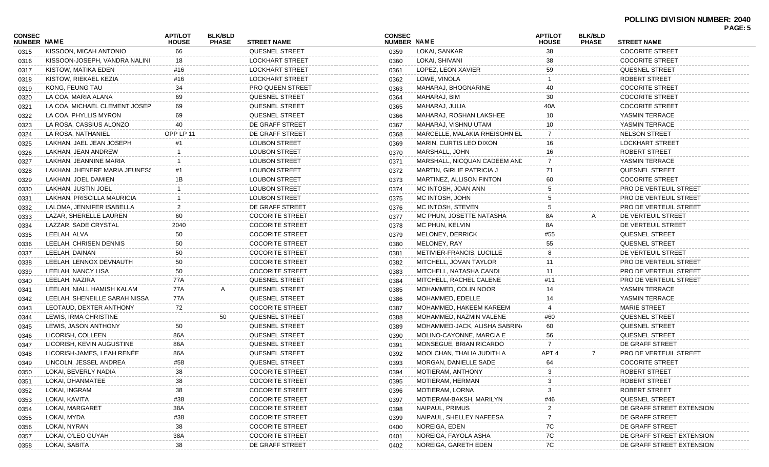**POLLING DIVISION NUMBER: 2040**

| CONSEC NUMBER | NAME | APT/LOT HOUSE | BLK/BLD PHASE | STREET NAME |
|---|---|---|---|---|
| 0315 | KISSOON, MICAH ANTONIO | 66 | | QUESNEL STREET |
| 0316 | KISSOON-JOSEPH, VANDRA NALINI | 18 | | LOCKHART STREET |
| 0317 | KISTOW, MATIKA EDEN | #16 | | LOCKHART STREET |
| 0318 | KISTOW, RIEKAEL KEZIA | #16 | | LOCKHART STREET |
| 0319 | KONG, FEUNG TAU | 34 | | PRO QUEEN STREET |
| 0320 | LA COA, MARIA ALANA | 69 | | QUESNEL STREET |
| 0321 | LA COA, MICHAEL CLEMENT JOSEP | 69 | | QUESNEL STREET |
| 0322 | LA COA, PHYLLIS MYRON | 69 | | QUESNEL STREET |
| 0323 | LA ROSA, CASSIUS ALONZO | 40 | | DE GRAFF STREET |
| 0324 | LA ROSA, NATHANIEL | OPP LP 11 | | DE GRAFF STREET |
| 0325 | LAKHAN, JAEL JEAN JOSEPH | #1 | | LOUBON STREET |
| 0326 | LAKHAN, JEAN ANDREW | 1 | | LOUBON STREET |
| 0327 | LAKHAN, JEANNINE MARIA | 1 | | LOUBON STREET |
| 0328 | LAKHAN, JHENERE MARIA JEUNESS | #1 | | LOUBON STREET |
| 0329 | LAKHAN, JOEL DAMIEN | 1B | | LOUBON STREET |
| 0330 | LAKHAN, JUSTIN JOEL | 1 | | LOUBON STREET |
| 0331 | LAKHAN, PRISCILLA MAURICIA | 1 | | LOUBON STREET |
| 0332 | LALOMA, JENNIFER ISABELLA | 2 | | DE GRAFF STREET |
| 0333 | LAZAR, SHERELLE LAUREN | 60 | | COCORITE STREET |
| 0334 | LAZZAR, SADE CRYSTAL | 2040 | | COCORITE STREET |
| 0335 | LEELAH, ALVA | 50 | | COCORITE STREET |
| 0336 | LEELAH, CHRISEN DENNIS | 50 | | COCORITE STREET |
| 0337 | LEELAH, DAINAN | 50 | | COCORITE STREET |
| 0338 | LEELAH, LENNOX DEVNAUTH | 50 | | COCORITE STREET |
| 0339 | LEELAH, NANCY LISA | 50 | | COCORITE STREET |
| 0340 | LEELAH, NAZIRA | 77A | | QUESNEL STREET |
| 0341 | LEELAH, NIALL HAMISH KALAM | 77A | A | QUESNEL STREET |
| 0342 | LEELAH, SHENEILLE SARAH NISSA | 77A | | QUESNEL STREET |
| 0343 | LEOTAUD, DEXTER ANTHONY | 72 | | COCORITE STREET |
| 0344 | LEWIS, IRMA CHRISTINE | | 50 | QUESNEL STREET |
| 0345 | LEWIS, JASON ANTHONY | 50 | | QUESNEL STREET |
| 0346 | LICORISH, COLLEEN | 86A | | QUESNEL STREET |
| 0347 | LICORISH, KEVIN AUGUSTINE | 86A | | QUESNEL STREET |
| 0348 | LICORISH-JAMES, LEAH RENÉE | 86A | | QUESNEL STREET |
| 0349 | LINCOLN, JESSEL ANDREA | #58 | | QUESNEL STREET |
| 0350 | LOKAI, BEVERLY NADIA | 38 | | COCORITE STREET |
| 0351 | LOKAI, DHANMATEE | 38 | | COCORITE STREET |
| 0352 | LOKAI, INGRAM | 38 | | COCORITE STREET |
| 0353 | LOKAI, KAVITA | #38 | | COCORITE STREET |
| 0354 | LOKAI, MARGARET | 38A | | COCORITE STREET |
| 0355 | LOKAI, MYDA | #38 | | COCORITE STREET |
| 0356 | LOKAI, NYRAN | 38 | | COCORITE STREET |
| 0357 | LOKAI, O'LEO GUYAH | 38A | | COCORITE STREET |
| 0358 | LOKAI, SABITA | 38 | | DE GRAFF STREET |
| 0359 | LOKAI, SANKAR | 38 | | COCORITE STREET |
| 0360 | LOKAI, SHIVANI | 38 | | COCORITE STREET |
| 0361 | LOPEZ, LEON XAVIER | 59 | | QUESNEL STREET |
| 0362 | LOWE, VINOLA | 1 | | ROBERT STREET |
| 0363 | MAHARAJ, BHOGNARINE | 40 | | COCORITE STREET |
| 0364 | MAHARAJ, BIM | 30 | | COCORITE STREET |
| 0365 | MAHARAJ, JULIA | 40A | | COCORITE STREET |
| 0366 | MAHARAJ, ROSHAN LAKSHEE | 10 | | YASMIN TERRACE |
| 0367 | MAHARAJ, VISHNU UTAM | 10 | | YASMIN TERRACE |
| 0368 | MARCELLE, MALAKIA RHEISOHN EL | 7 | | NELSON STREET |
| 0369 | MARIN, CURTIS LEO DIXON | 16 | | LOCKHART STREET |
| 0370 | MARSHALL, JOHN | 16 | | ROBERT STREET |
| 0371 | MARSHALL, NICQUAN CADEEM ANI | 7 | | YASMIN TERRACE |
| 0372 | MARTIN, GIRLIE PATRICIA J | 71 | | QUESNEL STREET |
| 0373 | MARTINEZ, ALLISON FINTON | 60 | | COCORITE STREET |
| 0374 | MC INTOSH, JOAN ANN | 5 | | PRO DE VERTEUIL STREET |
| 0375 | MC INTOSH, JOHN | 5 | | PRO DE VERTEUIL STREET |
| 0376 | MC INTOSH, STEVEN | 5 | | PRO DE VERTEUIL STREET |
| 0377 | MC PHUN, JOSETTE NATASHA | 8A | A | DE VERTEUIL STREET |
| 0378 | MC PHUN, KELVIN | 8A | | DE VERTEUIL STREET |
| 0379 | MELONEY, DERRICK | #55 | | QUESNEL STREET |
| 0380 | MELONEY, RAY | 55 | | QUESNEL STREET |
| 0381 | METIVIER-FRANCIS, LUCILLE | 8 | | DE VERTEUIL STREET |
| 0382 | MITCHELL, JOVAN TAYLOR | 11 | | PRO DE VERTEUIL STREET |
| 0383 | MITCHELL, NATASHA CANDI | 11 | | PRO DE VERTEUIL STREET |
| 0384 | MITCHELL, RACHEL CALENE | #11 | | PRO DE VERTEUIL STREET |
| 0385 | MOHAMMED, COLIN NOOR | 14 | | YASMIN TERRACE |
| 0386 | MOHAMMED, EDELLE | 14 | | YASMIN TERRACE |
| 0387 | MOHAMMED, HAKEEM KAREEM | 4 | | MARIE STREET |
| 0388 | MOHAMMED, NAZMIN VALENE | #60 | | QUESNEL STREET |
| 0389 | MOHAMMED-JACK, ALISHA SABRIN/ | 60 | | QUESNEL STREET |
| 0390 | MOLINO-CAYONNE, MARCIA E | 56 | | QUESNEL STREET |
| 0391 | MONSEGUE, BRIAN RICARDO | 7 | | DE GRAFF STREET |
| 0392 | MOOLCHAN, THALIA JUDITH A | APT 4 | 7 | PRO DE VERTEUIL STREET |
| 0393 | MORGAN, DANIELLE SADE | 64 | | COCORITE STREET |
| 0394 | MOTIERAM, ANTHONY | 3 | | ROBERT STREET |
| 0395 | MOTIERAM, HERMAN | 3 | | ROBERT STREET |
| 0396 | MOTIERAM, LORNA | 3 | | ROBERT STREET |
| 0397 | MOTIERAM-BAKSH, MARILYN | #46 | | QUESNEL STREET |
| 0398 | NAIPAUL, PRIMUS | 2 | | DE GRAFF STREET EXTENSION |
| 0399 | NAIPAUL, SHELLEY NAFEESA | 7 | | DE GRAFF STREET |
| 0400 | NOREIGA, EDEN | 7C | | DE GRAFF STREET |
| 0401 | NOREIGA, FAYOLA ASHA | 7C | | DE GRAFF STREET EXTENSION |
| 0402 | NOREIGA, GARETH EDEN | 7C | | DE GRAFF STREET EXTENSION |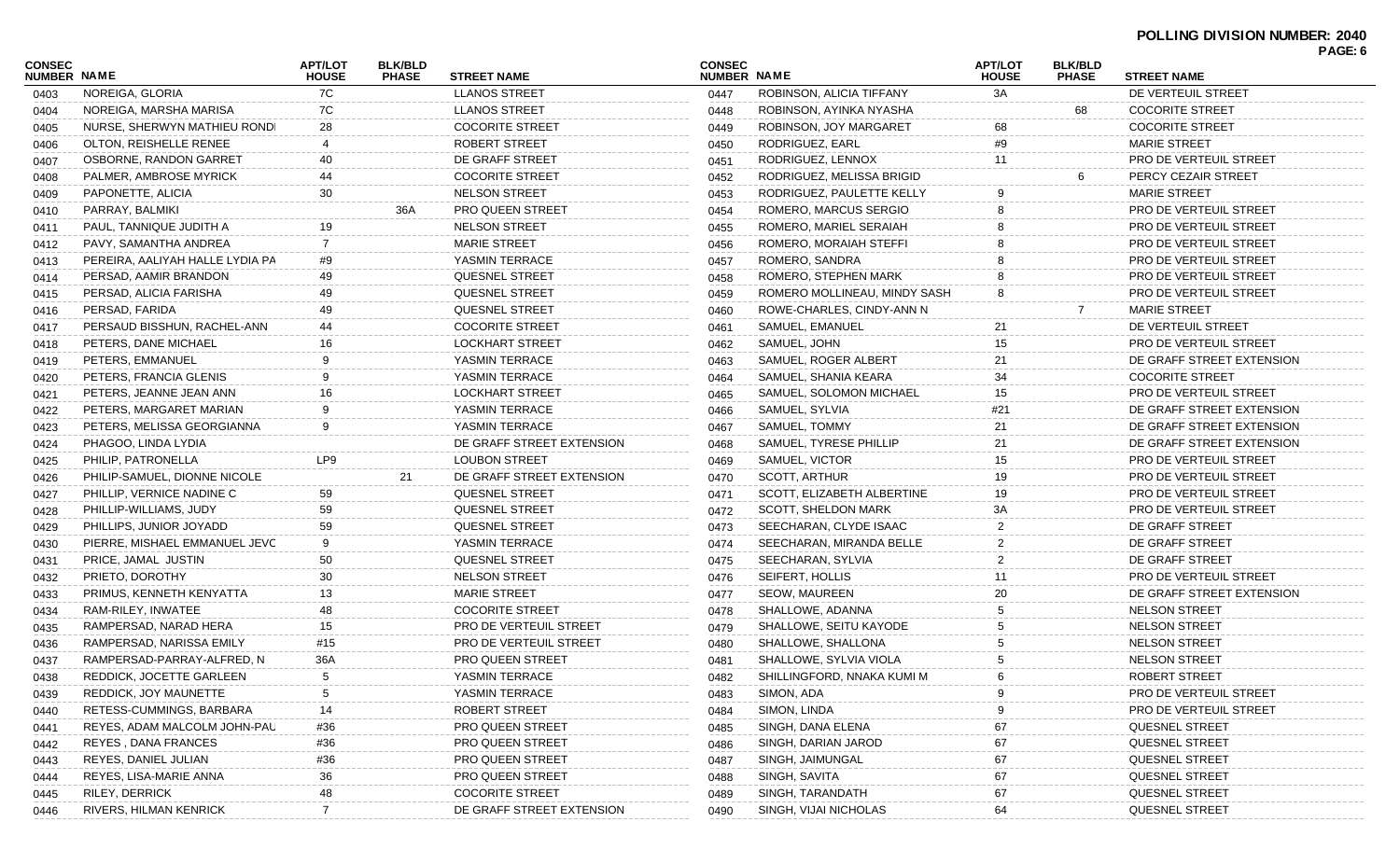**POLLING DIVISION NUMBER: 2040**

| CONSEC NUMBER | NAME | APT/LOT HOUSE | BLK/BLD PHASE | STREET NAME |
|---|---|---|---|---|
| 0403 | NOREIGA, GLORIA | 7C | | LLANOS STREET |
| 0404 | NOREIGA, MARSHA MARISA | 7C | | LLANOS STREET |
| 0405 | NURSE, SHERWYN MATHIEU ROND | 28 | | COCORITE STREET |
| 0406 | OLTON, REISHELLE RENEE | 4 | | ROBERT STREET |
| 0407 | OSBORNE, RANDON GARRET | 40 | | DE GRAFF STREET |
| 0408 | PALMER, AMBROSE MYRICK | 44 | | COCORITE STREET |
| 0409 | PAPONETTE, ALICIA | 30 | | NELSON STREET |
| 0410 | PARRAY, BALMIKI | | 36A | PRO QUEEN STREET |
| 0411 | PAUL, TANNIQUE JUDITH A | 19 | | NELSON STREET |
| 0412 | PAVY, SAMANTHA ANDREA | 7 | | MARIE STREET |
| 0413 | PEREIRA, AALIYAH HALLE LYDIA PA | #9 | | YASMIN TERRACE |
| 0414 | PERSAD, AAMIR BRANDON | 49 | | QUESNEL STREET |
| 0415 | PERSAD, ALICIA FARISHA | 49 | | QUESNEL STREET |
| 0416 | PERSAD, FARIDA | 49 | | QUESNEL STREET |
| 0417 | PERSAUD BISSHUN, RACHEL-ANN | 44 | | COCORITE STREET |
| 0418 | PETERS, DANE MICHAEL | 16 | | LOCKHART STREET |
| 0419 | PETERS, EMMANUEL | 9 | | YASMIN TERRACE |
| 0420 | PETERS, FRANCIA GLENIS | 9 | | YASMIN TERRACE |
| 0421 | PETERS, JEANNE JEAN ANN | 16 | | LOCKHART STREET |
| 0422 | PETERS, MARGARET MARIAN | 9 | | YASMIN TERRACE |
| 0423 | PETERS, MELISSA GEORGIANNA | 9 | | YASMIN TERRACE |
| 0424 | PHAGOO, LINDA LYDIA | | | DE GRAFF STREET EXTENSION |
| 0425 | PHILIP, PATRONELLA | LP9 | | LOUBON STREET |
| 0426 | PHILIP-SAMUEL, DIONNE NICOLE | | 21 | DE GRAFF STREET EXTENSION |
| 0427 | PHILLIP, VERNICE NADINE C | 59 | | QUESNEL STREET |
| 0428 | PHILLIP-WILLIAMS, JUDY | 59 | | QUESNEL STREET |
| 0429 | PHILLIPS, JUNIOR JOYADD | 59 | | QUESNEL STREET |
| 0430 | PIERRE, MISHAEL EMMANUEL JEVC | 9 | | YASMIN TERRACE |
| 0431 | PRICE, JAMAL JUSTIN | 50 | | QUESNEL STREET |
| 0432 | PRIETO, DOROTHY | 30 | | NELSON STREET |
| 0433 | PRIMUS, KENNETH KENYATTA | 13 | | MARIE STREET |
| 0434 | RAM-RILEY, INWATEE | 48 | | COCORITE STREET |
| 0435 | RAMPERSAD, NARAD HERA | 15 | | PRO DE VERTEUIL STREET |
| 0436 | RAMPERSAD, NARISSA EMILY | #15 | | PRO DE VERTEUIL STREET |
| 0437 | RAMPERSAD-PARRAY-ALFRED, N | 36A | | PRO QUEEN STREET |
| 0438 | REDDICK, JOCETTE GARLEEN | 5 | | YASMIN TERRACE |
| 0439 | REDDICK, JOY MAUNETTE | 5 | | YASMIN TERRACE |
| 0440 | RETESS-CUMMINGS, BARBARA | 14 | | ROBERT STREET |
| 0441 | REYES, ADAM MALCOLM JOHN-PAU | #36 | | PRO QUEEN STREET |
| 0442 | REYES , DANA FRANCES | #36 | | PRO QUEEN STREET |
| 0443 | REYES, DANIEL JULIAN | #36 | | PRO QUEEN STREET |
| 0444 | REYES, LISA-MARIE ANNA | 36 | | PRO QUEEN STREET |
| 0445 | RILEY, DERRICK | 48 | | COCORITE STREET |
| 0446 | RIVERS, HILMAN KENRICK | 7 | | DE GRAFF STREET EXTENSION |
| 0447 | ROBINSON, ALICIA TIFFANY | 3A | | DE VERTEUIL STREET |
| 0448 | ROBINSON, AYINKA NYASHA | | 68 | COCORITE STREET |
| 0449 | ROBINSON, JOY MARGARET | 68 | | COCORITE STREET |
| 0450 | RODRIGUEZ, EARL | #9 | | MARIE STREET |
| 0451 | RODRIGUEZ, LENNOX | 11 | | PRO DE VERTEUIL STREET |
| 0452 | RODRIGUEZ, MELISSA BRIGID | | 6 | PERCY CEZAIR STREET |
| 0453 | RODRIGUEZ, PAULETTE KELLY | 9 | | MARIE STREET |
| 0454 | ROMERO, MARCUS SERGIO | 8 | | PRO DE VERTEUIL STREET |
| 0455 | ROMERO, MARIEL SERAIAH | 8 | | PRO DE VERTEUIL STREET |
| 0456 | ROMERO, MORAIAH STEFFI | 8 | | PRO DE VERTEUIL STREET |
| 0457 | ROMERO, SANDRA | 8 | | PRO DE VERTEUIL STREET |
| 0458 | ROMERO, STEPHEN MARK | 8 | | PRO DE VERTEUIL STREET |
| 0459 | ROMERO MOLLINEAU, MINDY SASH | 8 | | PRO DE VERTEUIL STREET |
| 0460 | ROWE-CHARLES, CINDY-ANN N | | 7 | MARIE STREET |
| 0461 | SAMUEL, EMANUEL | 21 | | DE VERTEUIL STREET |
| 0462 | SAMUEL, JOHN | 15 | | PRO DE VERTEUIL STREET |
| 0463 | SAMUEL, ROGER ALBERT | 21 | | DE GRAFF STREET EXTENSION |
| 0464 | SAMUEL, SHANIA KEARA | 34 | | COCORITE STREET |
| 0465 | SAMUEL, SOLOMON MICHAEL | 15 | | PRO DE VERTEUIL STREET |
| 0466 | SAMUEL, SYLVIA | #21 | | DE GRAFF STREET EXTENSION |
| 0467 | SAMUEL, TOMMY | 21 | | DE GRAFF STREET EXTENSION |
| 0468 | SAMUEL, TYRESE PHILLIP | 21 | | DE GRAFF STREET EXTENSION |
| 0469 | SAMUEL, VICTOR | 15 | | PRO DE VERTEUIL STREET |
| 0470 | SCOTT, ARTHUR | 19 | | PRO DE VERTEUIL STREET |
| 0471 | SCOTT, ELIZABETH ALBERTINE | 19 | | PRO DE VERTEUIL STREET |
| 0472 | SCOTT, SHELDON MARK | 3A | | PRO DE VERTEUIL STREET |
| 0473 | SEECHARAN, CLYDE ISAAC | 2 | | DE GRAFF STREET |
| 0474 | SEECHARAN, MIRANDA BELLE | 2 | | DE GRAFF STREET |
| 0475 | SEECHARAN, SYLVIA | 2 | | DE GRAFF STREET |
| 0476 | SEIFERT, HOLLIS | 11 | | PRO DE VERTEUIL STREET |
| 0477 | SEOW, MAUREEN | 20 | | DE GRAFF STREET EXTENSION |
| 0478 | SHALLOWE, ADANNA | 5 | | NELSON STREET |
| 0479 | SHALLOWE, SEITU KAYODE | 5 | | NELSON STREET |
| 0480 | SHALLOWE, SHALLONA | 5 | | NELSON STREET |
| 0481 | SHALLOWE, SYLVIA VIOLA | 5 | | NELSON STREET |
| 0482 | SHILLINGFORD, NNAKA KUMI M | 6 | | ROBERT STREET |
| 0483 | SIMON, ADA | 9 | | PRO DE VERTEUIL STREET |
| 0484 | SIMON, LINDA | 9 | | PRO DE VERTEUIL STREET |
| 0485 | SINGH, DANA ELENA | 67 | | QUESNEL STREET |
| 0486 | SINGH, DARIAN JAROD | 67 | | QUESNEL STREET |
| 0487 | SINGH, JAIMUNGAL | 67 | | QUESNEL STREET |
| 0488 | SINGH, SAVITA | 67 | | QUESNEL STREET |
| 0489 | SINGH, TARANDATH | 67 | | QUESNEL STREET |
| 0490 | SINGH, VIJAI NICHOLAS | 64 | | QUESNEL STREET |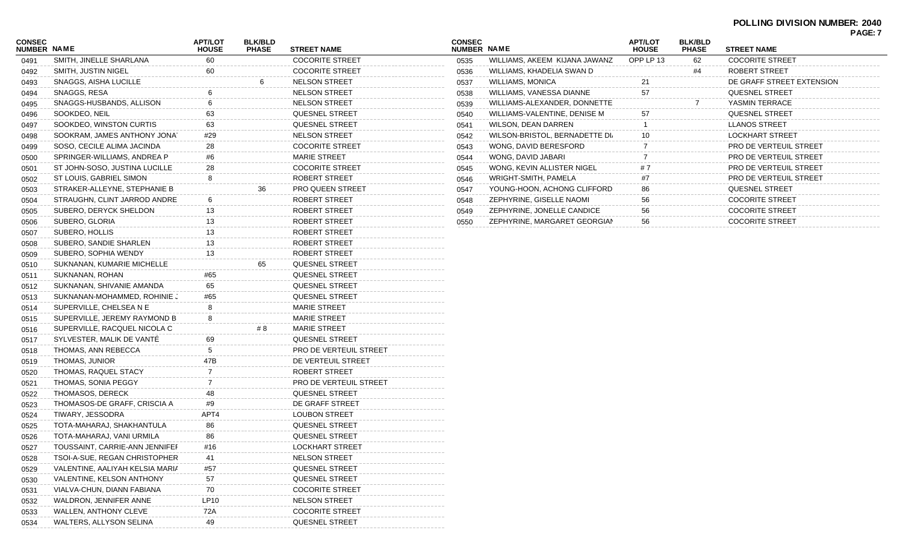**POLLING DIVISION NUMBER: 2040**

| CONSEC NUMBER | NAME | APT/LOT HOUSE | BLK/BLD PHASE | STREET NAME |
|---|---|---|---|---|
| 0491 | SMITH, JINELLE SHARLANA | 60 | | COCORITE STREET |
| 0492 | SMITH, JUSTIN NIGEL | 60 | | COCORITE STREET |
| 0493 | SNAGGS, AISHA LUCILLE | | 6 | NELSON STREET |
| 0494 | SNAGGS, RESA | 6 | | NELSON STREET |
| 0495 | SNAGGS-HUSBANDS, ALLISON | 6 | | NELSON STREET |
| 0496 | SOOKDEO, NEIL | 63 | | QUESNEL STREET |
| 0497 | SOOKDEO, WINSTON CURTIS | 63 | | QUESNEL STREET |
| 0498 | SOOKRAM, JAMES ANTHONY JONA | #29 | | NELSON STREET |
| 0499 | SOSO, CECILE ALIMA JACINDA | 28 | | COCORITE STREET |
| 0500 | SPRINGER-WILLIAMS, ANDREA P | #6 | | MARIE STREET |
| 0501 | ST JOHN-SOSO, JUSTINA LUCILLE | 28 | | COCORITE STREET |
| 0502 | ST LOUIS, GABRIEL SIMON | 8 | | ROBERT STREET |
| 0503 | STRAKER-ALLEYNE, STEPHANIE B | | 36 | PRO QUEEN STREET |
| 0504 | STRAUGHN, CLINT JARROD ANDRE | 6 | | ROBERT STREET |
| 0505 | SUBERO, DERYCK SHELDON | 13 | | ROBERT STREET |
| 0506 | SUBERO, GLORIA | 13 | | ROBERT STREET |
| 0507 | SUBERO, HOLLIS | 13 | | ROBERT STREET |
| 0508 | SUBERO, SANDIE SHARLEN | 13 | | ROBERT STREET |
| 0509 | SUBERO, SOPHIA WENDY | 13 | | ROBERT STREET |
| 0510 | SUKNANAN, KUMARIE MICHELLE | | 65 | QUESNEL STREET |
| 0511 | SUKNANAN, ROHAN | #65 | | QUESNEL STREET |
| 0512 | SUKNANAN, SHIVANIE AMANDA | 65 | | QUESNEL STREET |
| 0513 | SUKNANAN-MOHAMMED, ROHINIE J | #65 | | QUESNEL STREET |
| 0514 | SUPERVILLE, CHELSEA N E | 8 | | MARIE STREET |
| 0515 | SUPERVILLE, JEREMY RAYMOND B | 8 | | MARIE STREET |
| 0516 | SUPERVILLE, RACQUEL NICOLA C | | # 8 | MARIE STREET |
| 0517 | SYLVESTER, MALIK DE VANTÉ | 69 | | QUESNEL STREET |
| 0518 | THOMAS, ANN REBECCA | 5 | | PRO DE VERTEUIL STREET |
| 0519 | THOMAS, JUNIOR | 47B | | DE VERTEUIL STREET |
| 0520 | THOMAS, RAQUEL STACY | 7 | | ROBERT STREET |
| 0521 | THOMAS, SONIA PEGGY | 7 | | PRO DE VERTEUIL STREET |
| 0522 | THOMASOS, DERECK | 48 | | QUESNEL STREET |
| 0523 | THOMASOS-DE GRAFF, CRISCIA A | #9 | | DE GRAFF STREET |
| 0524 | TIWARY, JESSODRA | APT4 | | LOUBON STREET |
| 0525 | TOTA-MAHARAJ, SHAKHANTULA | 86 | | QUESNEL STREET |
| 0526 | TOTA-MAHARAJ, VANI URMILA | 86 | | QUESNEL STREET |
| 0527 | TOUSSAINT, CARRIE-ANN JENNIFEI | #16 | | LOCKHART STREET |
| 0528 | TSOI-A-SUE, REGAN CHRISTOPHER | 41 | | NELSON STREET |
| 0529 | VALENTINE, AALIYAH KELSIA MARI/ | #57 | | QUESNEL STREET |
| 0530 | VALENTINE, KELSON ANTHONY | 57 | | QUESNEL STREET |
| 0531 | VIALVA-CHUN, DIANN FABIANA | 70 | | COCORITE STREET |
| 0532 | WALDRON, JENNIFER ANNE | LP10 | | NELSON STREET |
| 0533 | WALLEN, ANTHONY CLEVE | 72A | | COCORITE STREET |
| 0534 | WALTERS, ALLYSON SELINA | 49 | | QUESNEL STREET |
| 0535 | WILLIAMS, AKEEM KIJANA JAWANZ | OPP LP 13 | 62 | COCORITE STREET |
| 0536 | WILLIAMS, KHADELIA SWAN D | | #4 | ROBERT STREET |
| 0537 | WILLIAMS, MONICA | 21 | | DE GRAFF STREET EXTENSION |
| 0538 | WILLIAMS, VANESSA DIANNE | 57 | | QUESNEL STREET |
| 0539 | WILLIAMS-ALEXANDER, DONNETTE | | 7 | YASMIN TERRACE |
| 0540 | WILLIAMS-VALENTINE, DENISE M | 57 | | QUESNEL STREET |
| 0541 | WILSON, DEAN DARREN | 1 | | LLANOS STREET |
| 0542 | WILSON-BRISTOL, BERNADETTE DI/ | 10 | | LOCKHART STREET |
| 0543 | WONG, DAVID BERESFORD | 7 | | PRO DE VERTEUIL STREET |
| 0544 | WONG, DAVID JABARI | 7 | | PRO DE VERTEUIL STREET |
| 0545 | WONG, KEVIN ALLISTER NIGEL | # 7 | | PRO DE VERTEUIL STREET |
| 0546 | WRIGHT-SMITH, PAMELA | #7 | | PRO DE VERTEUIL STREET |
| 0547 | YOUNG-HOON, ACHONG CLIFFORD | 86 | | QUESNEL STREET |
| 0548 | ZEPHYRINE, GISELLE NAOMI | 56 | | COCORITE STREET |
| 0549 | ZEPHYRINE, JONELLE CANDICE | 56 | | COCORITE STREET |
| 0550 | ZEPHYRINE, MARGARET GEORGIAN | 56 | | COCORITE STREET |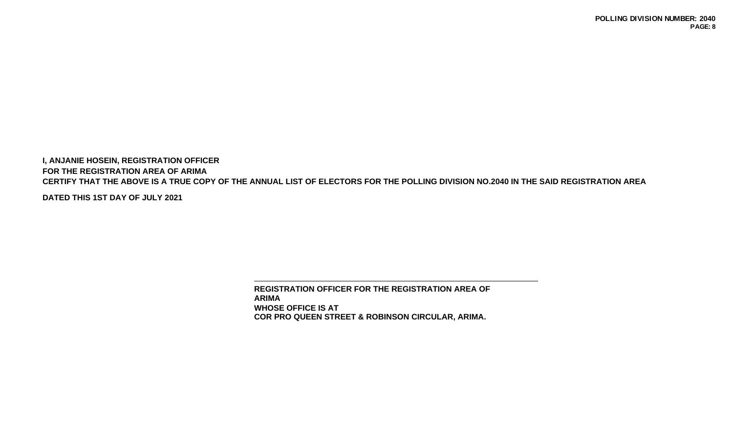**I, ANJANIE HOSEIN, REGISTRATION OFFICER**
**FOR THE REGISTRATION AREA OF ARIMA**
**CERTIFY THAT THE ABOVE IS A TRUE COPY OF THE ANNUAL LIST OF ELECTORS FOR THE POLLING DIVISION NO.2040 IN THE SAID REGISTRATION AREA**

**DATED THIS 1ST DAY OF JULY 2021**

---

**REGISTRATION OFFICER FOR THE REGISTRATION AREA OF ARIMA**
**WHOSE OFFICE IS AT**
**COR PRO QUEEN STREET & ROBINSON CIRCULAR, ARIMA.**